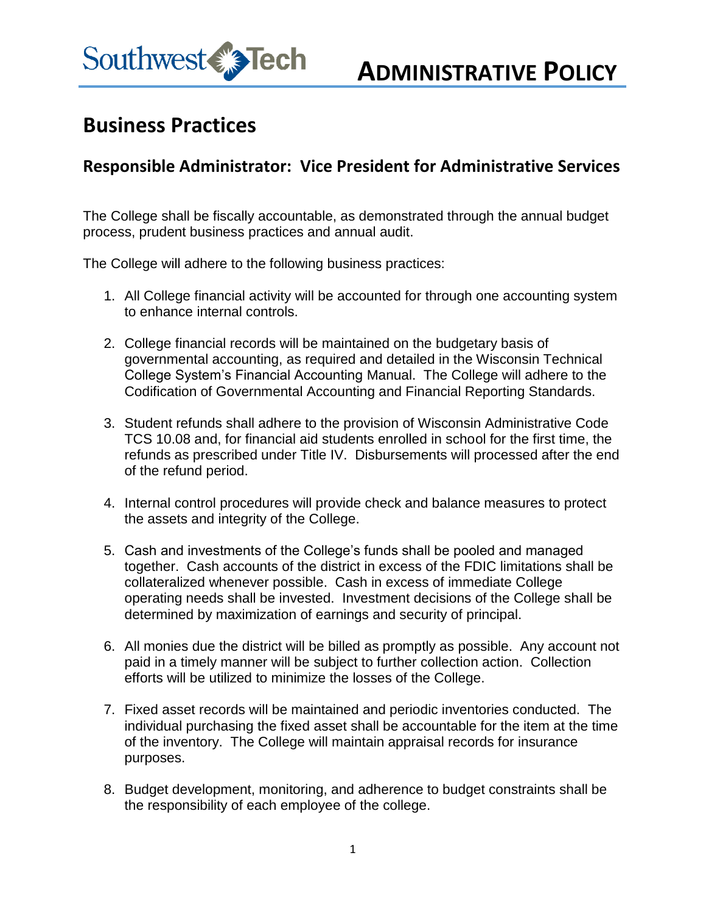Southwest Tech

# ADMINISTRATIVE POLICY

# Business Practices

## Responsible Administrator: Vice President for Administrative Services

The College shall be fiscally accountable, as demonstrated through the annual budget process, prudent business practices and annual audit.

The College will adhere to the following business practices:

1. All College financial activity will be accounted for through one accounting system to enhance internal controls.

2. College financial records will be maintained on the budgetary basis of governmental accounting, as required and detailed in the Wisconsin Technical College System's Financial Accounting Manual. The College will adhere to the Codification of Governmental Accounting and Financial Reporting Standards.

3. Student refunds shall adhere to the provision of Wisconsin Administrative Code TCS 10.08 and, for financial aid students enrolled in school for the first time, the refunds as prescribed under Title IV. Disbursements will processed after the end of the refund period.

4. Internal control procedures will provide check and balance measures to protect the assets and integrity of the College.

5. Cash and investments of the College's funds shall be pooled and managed together. Cash accounts of the district in excess of the FDIC limitations shall be collateralized whenever possible. Cash in excess of immediate College operating needs shall be invested. Investment decisions of the College shall be determined by maximization of earnings and security of principal.

6. All monies due the district will be billed as promptly as possible. Any account not paid in a timely manner will be subject to further collection action. Collection efforts will be utilized to minimize the losses of the College.

7. Fixed asset records will be maintained and periodic inventories conducted. The individual purchasing the fixed asset shall be accountable for the item at the time of the inventory. The College will maintain appraisal records for insurance purposes.

8. Budget development, monitoring, and adherence to budget constraints shall be the responsibility of each employee of the college.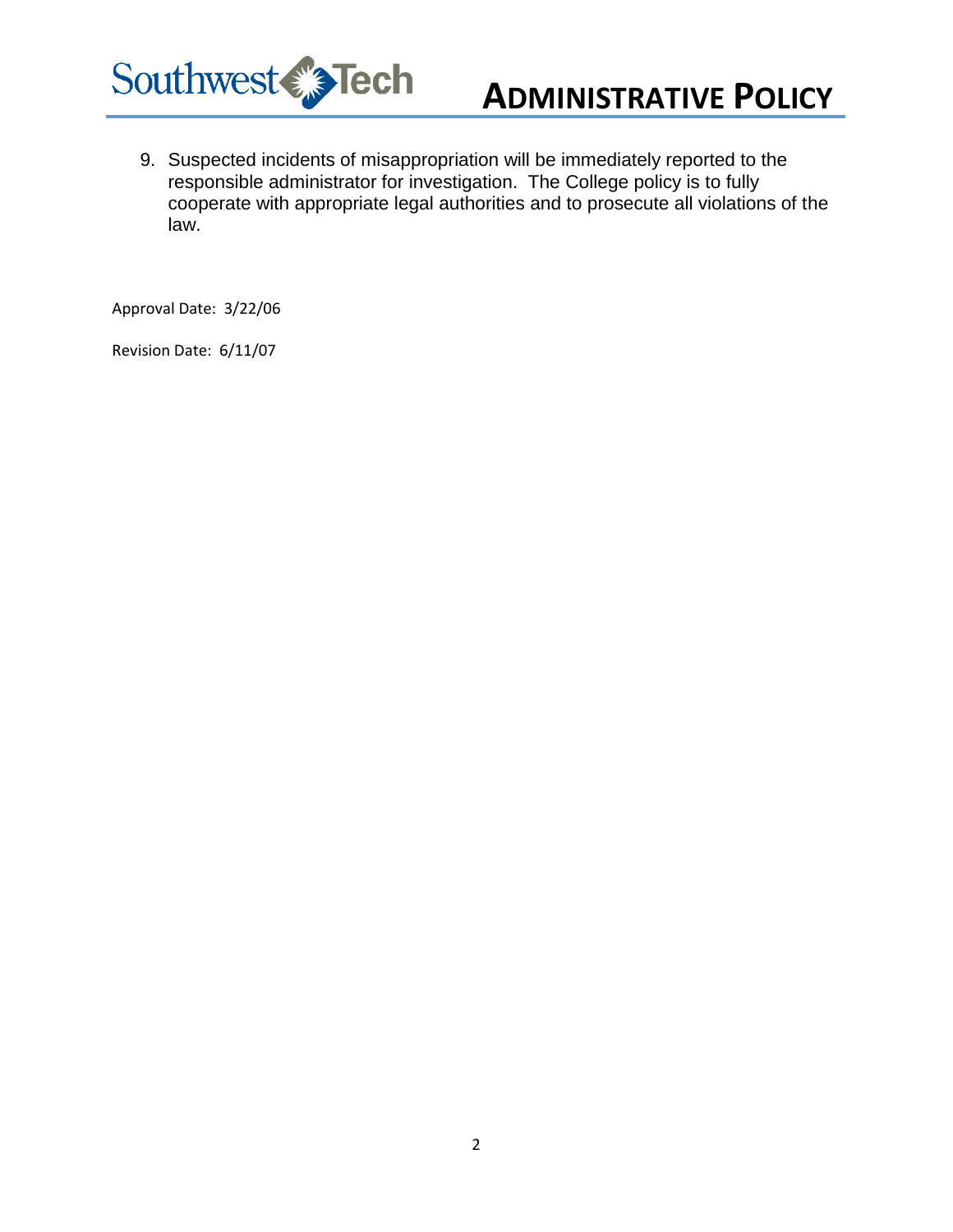9. Suspected incidents of misappropriation will be immediately reported to the responsible administrator for investigation. The College policy is to fully cooperate with appropriate legal authorities and to prosecute all violations of the law.

Approval Date: 3/22/06

Revision Date: 6/11/07